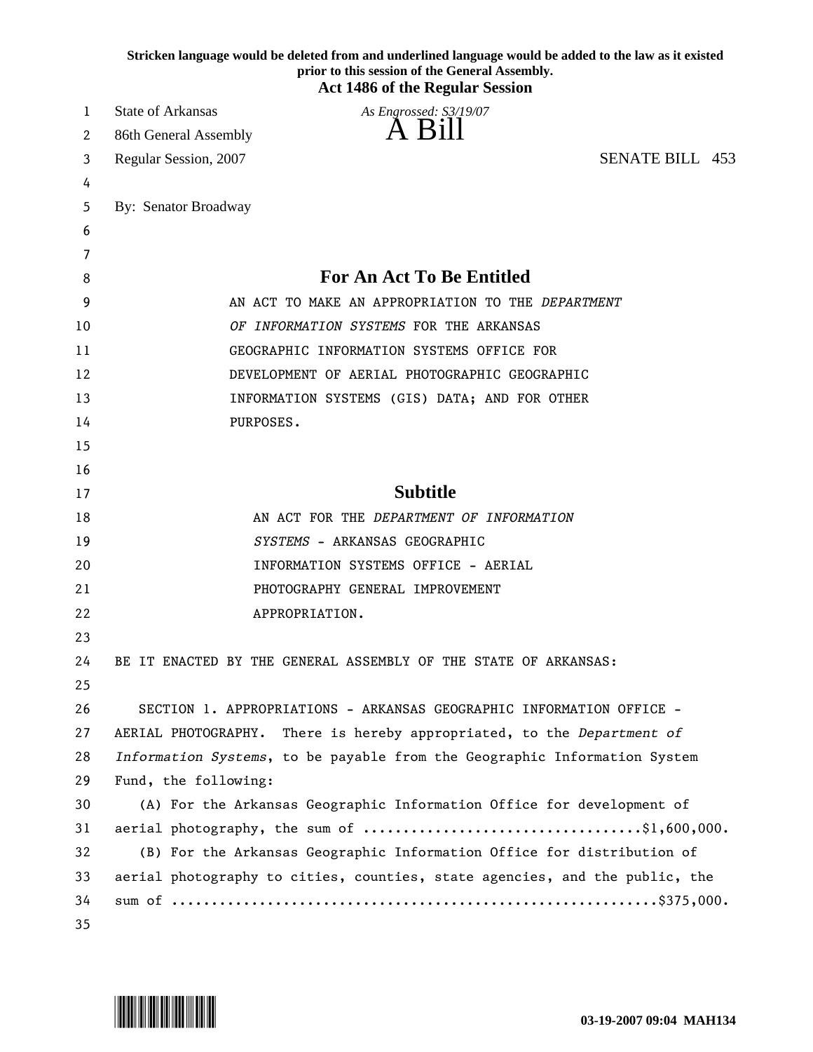Stricken language would be deleted from and underlined language would be added to the law as it existed prior to this session of the General Assembly.

**Act 1486 of the Regular Session**

State of Arkansas
86th General Assembly
Regular Session, 2007

*As Engrossed: S3/19/07*

# A Bill

SENATE BILL 453

By: Senator Broadway

## For An Act To Be Entitled

AN ACT TO MAKE AN APPROPRIATION TO THE *DEPARTMENT OF INFORMATION SYSTEMS* FOR THE ARKANSAS GEOGRAPHIC INFORMATION SYSTEMS OFFICE FOR DEVELOPMENT OF AERIAL PHOTOGRAPHIC GEOGRAPHIC INFORMATION SYSTEMS (GIS) DATA; AND FOR OTHER PURPOSES.

## Subtitle

AN ACT FOR THE *DEPARTMENT OF INFORMATION SYSTEMS* - ARKANSAS GEOGRAPHIC INFORMATION SYSTEMS OFFICE - AERIAL PHOTOGRAPHY GENERAL IMPROVEMENT APPROPRIATION.

BE IT ENACTED BY THE GENERAL ASSEMBLY OF THE STATE OF ARKANSAS:

SECTION 1. APPROPRIATIONS - ARKANSAS GEOGRAPHIC INFORMATION OFFICE - AERIAL PHOTOGRAPHY. There is hereby appropriated, to the *Department of Information Systems*, to be payable from the Geographic Information System Fund, the following:

(A) For the Arkansas Geographic Information Office for development of aerial photography, the sum of ..................................$1,600,000.

(B) For the Arkansas Geographic Information Office for distribution of aerial photography to cities, counties, state agencies, and the public, the sum of ............................................................$375,000.

03-19-2007 09:04 MAH134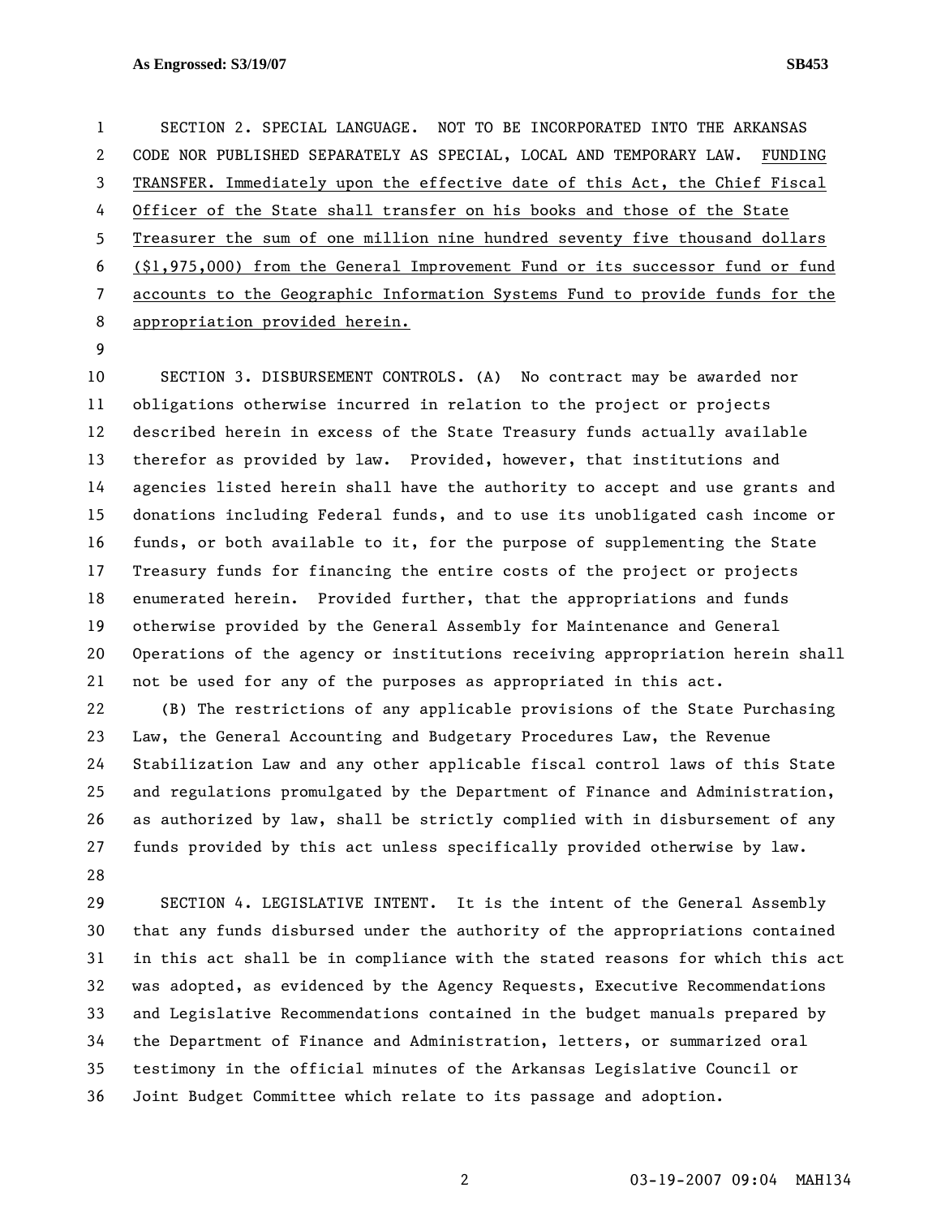SECTION 2. SPECIAL LANGUAGE. NOT TO BE INCORPORATED INTO THE ARKANSAS CODE NOR PUBLISHED SEPARATELY AS SPECIAL, LOCAL AND TEMPORARY LAW. FUNDING TRANSFER. Immediately upon the effective date of this Act, the Chief Fiscal Officer of the State shall transfer on his books and those of the State Treasurer the sum of one million nine hundred seventy five thousand dollars ($1,975,000) from the General Improvement Fund or its successor fund or fund accounts to the Geographic Information Systems Fund to provide funds for the appropriation provided herein.

SECTION 3. DISBURSEMENT CONTROLS. (A) No contract may be awarded nor obligations otherwise incurred in relation to the project or projects described herein in excess of the State Treasury funds actually available therefor as provided by law. Provided, however, that institutions and agencies listed herein shall have the authority to accept and use grants and donations including Federal funds, and to use its unobligated cash income or funds, or both available to it, for the purpose of supplementing the State Treasury funds for financing the entire costs of the project or projects enumerated herein. Provided further, that the appropriations and funds otherwise provided by the General Assembly for Maintenance and General Operations of the agency or institutions receiving appropriation herein shall not be used for any of the purposes as appropriated in this act.

(B) The restrictions of any applicable provisions of the State Purchasing Law, the General Accounting and Budgetary Procedures Law, the Revenue Stabilization Law and any other applicable fiscal control laws of this State and regulations promulgated by the Department of Finance and Administration, as authorized by law, shall be strictly complied with in disbursement of any funds provided by this act unless specifically provided otherwise by law.

SECTION 4. LEGISLATIVE INTENT. It is the intent of the General Assembly that any funds disbursed under the authority of the appropriations contained in this act shall be in compliance with the stated reasons for which this act was adopted, as evidenced by the Agency Requests, Executive Recommendations and Legislative Recommendations contained in the budget manuals prepared by the Department of Finance and Administration, letters, or summarized oral testimony in the official minutes of the Arkansas Legislative Council or Joint Budget Committee which relate to its passage and adoption.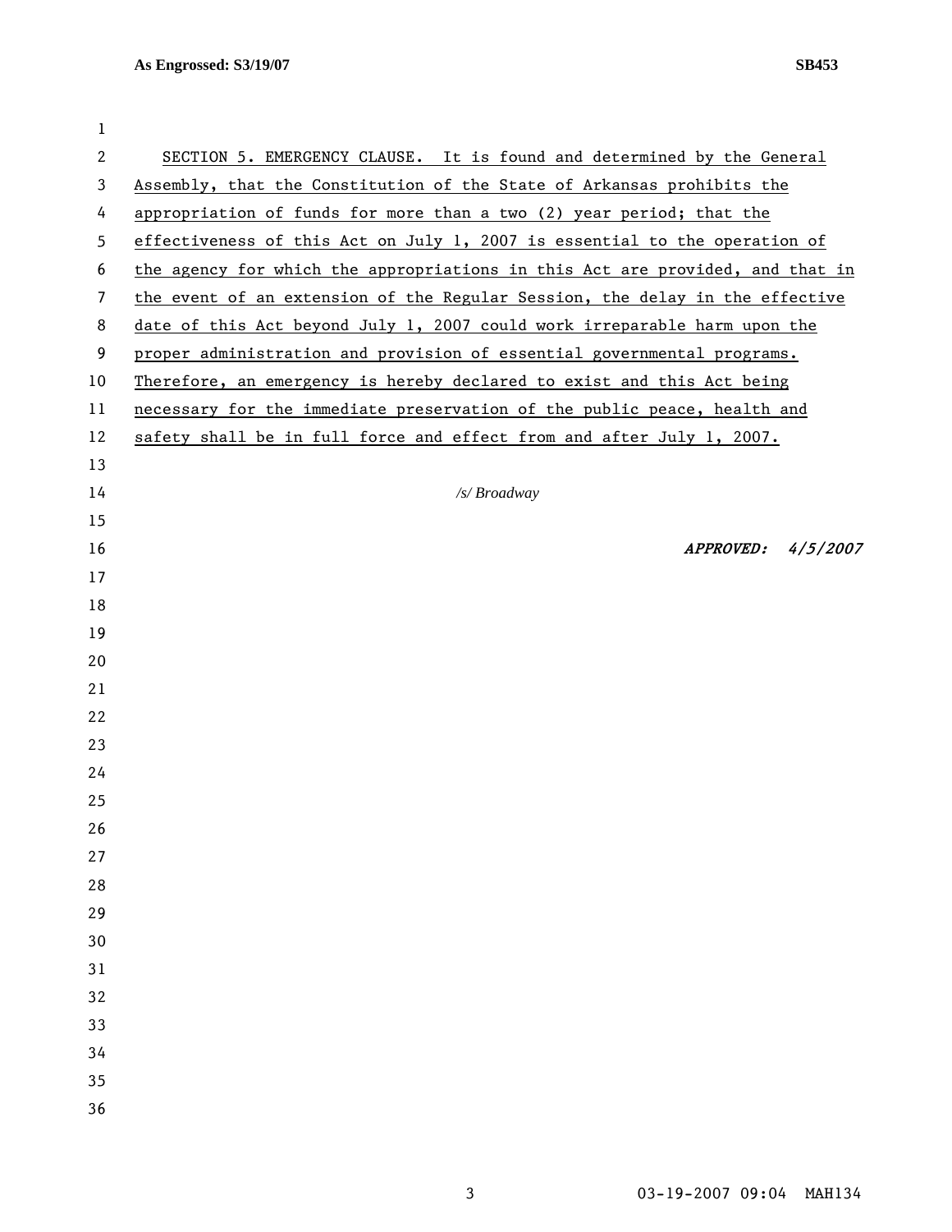SECTION 5. EMERGENCY CLAUSE. It is found and determined by the General Assembly, that the Constitution of the State of Arkansas prohibits the appropriation of funds for more than a two (2) year period; that the effectiveness of this Act on July 1, 2007 is essential to the operation of the agency for which the appropriations in this Act are provided, and that in the event of an extension of the Regular Session, the delay in the effective date of this Act beyond July 1, 2007 could work irreparable harm upon the proper administration and provision of essential governmental programs. Therefore, an emergency is hereby declared to exist and this Act being necessary for the immediate preservation of the public peace, health and safety shall be in full force and effect from and after July 1, 2007.

*/s/ Broadway*

***APPROVED: 4/5/2007***